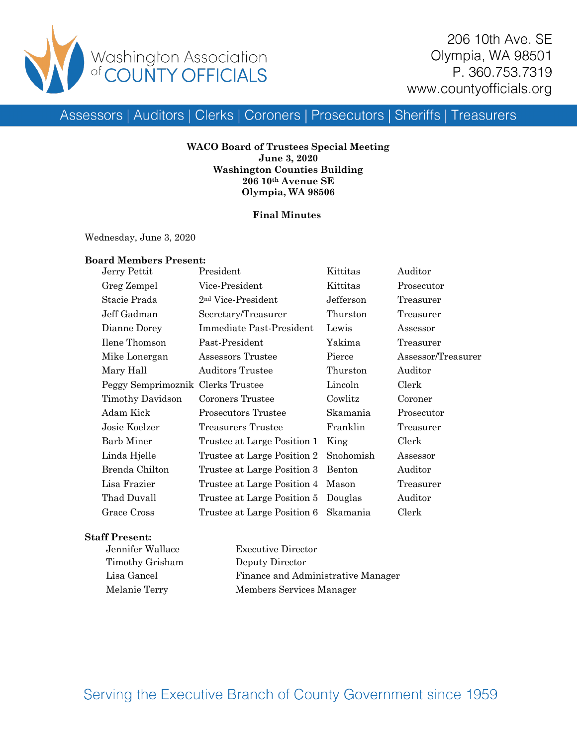Washington Association of COUNTY OFFICIALS

206 10th Ave. SE
Olympia, WA 98501
P. 360.753.7319
www.countyofficials.org

Assessors | Auditors | Clerks | Coroners | Prosecutors | Sheriffs | Treasurers

**WACO Board of Trustees Special Meeting**
**June 3, 2020**
**Washington Counties Building**
**206 10th Avenue SE**
**Olympia, WA 98506**

**Final Minutes**

Wednesday, June 3, 2020

**Board Members Present:**

| | | | |
|---|---|---|---|
| Jerry Pettit | President | Kittitas | Auditor |
| Greg Zempel | Vice-President | Kittitas | Prosecutor |
| Stacie Prada | 2nd Vice-President | Jefferson | Treasurer |
| Jeff Gadman | Secretary/Treasurer | Thurston | Treasurer |
| Dianne Dorey | Immediate Past-President | Lewis | Assessor |
| Ilene Thomson | Past-President | Yakima | Treasurer |
| Mike Lonergan | Assessors Trustee | Pierce | Assessor/Treasurer |
| Mary Hall | Auditors Trustee | Thurston | Auditor |
| Peggy Semprimoznik | Clerks Trustee | Lincoln | Clerk |
| Timothy Davidson | Coroners Trustee | Cowlitz | Coroner |
| Adam Kick | Prosecutors Trustee | Skamania | Prosecutor |
| Josie Koelzer | Treasurers Trustee | Franklin | Treasurer |
| Barb Miner | Trustee at Large Position 1 | King | Clerk |
| Linda Hjelle | Trustee at Large Position 2 | Snohomish | Assessor |
| Brenda Chilton | Trustee at Large Position 3 | Benton | Auditor |
| Lisa Frazier | Trustee at Large Position 4 | Mason | Treasurer |
| Thad Duvall | Trustee at Large Position 5 | Douglas | Auditor |
| Grace Cross | Trustee at Large Position 6 | Skamania | Clerk |

**Staff Present:**

| | |
|---|---|
| Jennifer Wallace | Executive Director |
| Timothy Grisham | Deputy Director |
| Lisa Gancel | Finance and Administrative Manager |
| Melanie Terry | Members Services Manager |

Serving the Executive Branch of County Government since 1959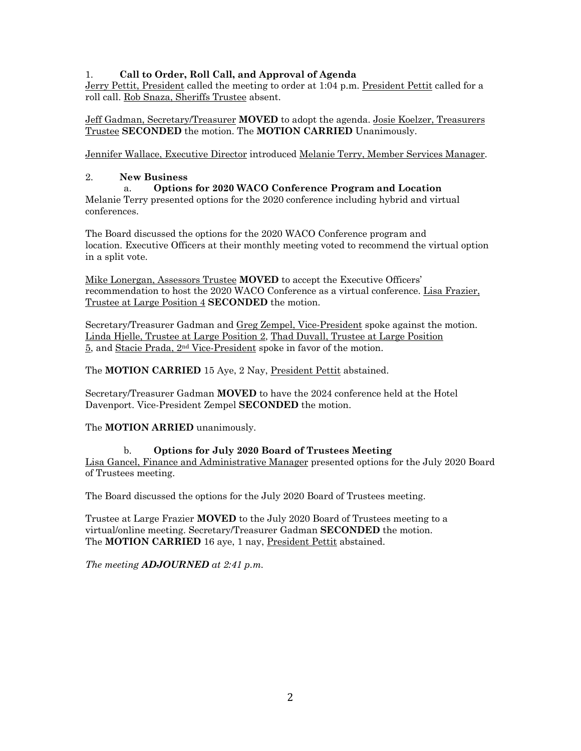1. **Call to Order, Roll Call, and Approval of Agenda**
Jerry Pettit, President called the meeting to order at 1:04 p.m. President Pettit called for a roll call. Rob Snaza, Sheriffs Trustee absent.

Jeff Gadman, Secretary/Treasurer **MOVED** to adopt the agenda. Josie Koelzer, Treasurers Trustee **SECONDED** the motion. The **MOTION CARRIED** Unanimously.

Jennifer Wallace, Executive Director introduced Melanie Terry, Member Services Manager.

2. **New Business**

a. **Options for 2020 WACO Conference Program and Location**

Melanie Terry presented options for the 2020 conference including hybrid and virtual conferences.

The Board discussed the options for the 2020 WACO Conference program and location. Executive Officers at their monthly meeting voted to recommend the virtual option in a split vote.

Mike Lonergan, Assessors Trustee **MOVED** to accept the Executive Officers' recommendation to host the 2020 WACO Conference as a virtual conference. Lisa Frazier, Trustee at Large Position 4 **SECONDED** the motion.

Secretary/Treasurer Gadman and Greg Zempel, Vice-President spoke against the motion. Linda Hjelle, Trustee at Large Position 2, Thad Duvall, Trustee at Large Position 5, and Stacie Prada, 2nd Vice-President spoke in favor of the motion.

The **MOTION CARRIED** 15 Aye, 2 Nay, President Pettit abstained.

Secretary/Treasurer Gadman **MOVED** to have the 2024 conference held at the Hotel Davenport. Vice-President Zempel **SECONDED** the motion.

The **MOTION ARRIED** unanimously.

b. **Options for July 2020 Board of Trustees Meeting**

Lisa Gancel, Finance and Administrative Manager presented options for the July 2020 Board of Trustees meeting.

The Board discussed the options for the July 2020 Board of Trustees meeting.

Trustee at Large Frazier **MOVED** to the July 2020 Board of Trustees meeting to a virtual/online meeting. Secretary/Treasurer Gadman **SECONDED** the motion.
The **MOTION CARRIED** 16 aye, 1 nay, President Pettit abstained.

*The meeting **ADJOURNED** at 2:41 p.m.*